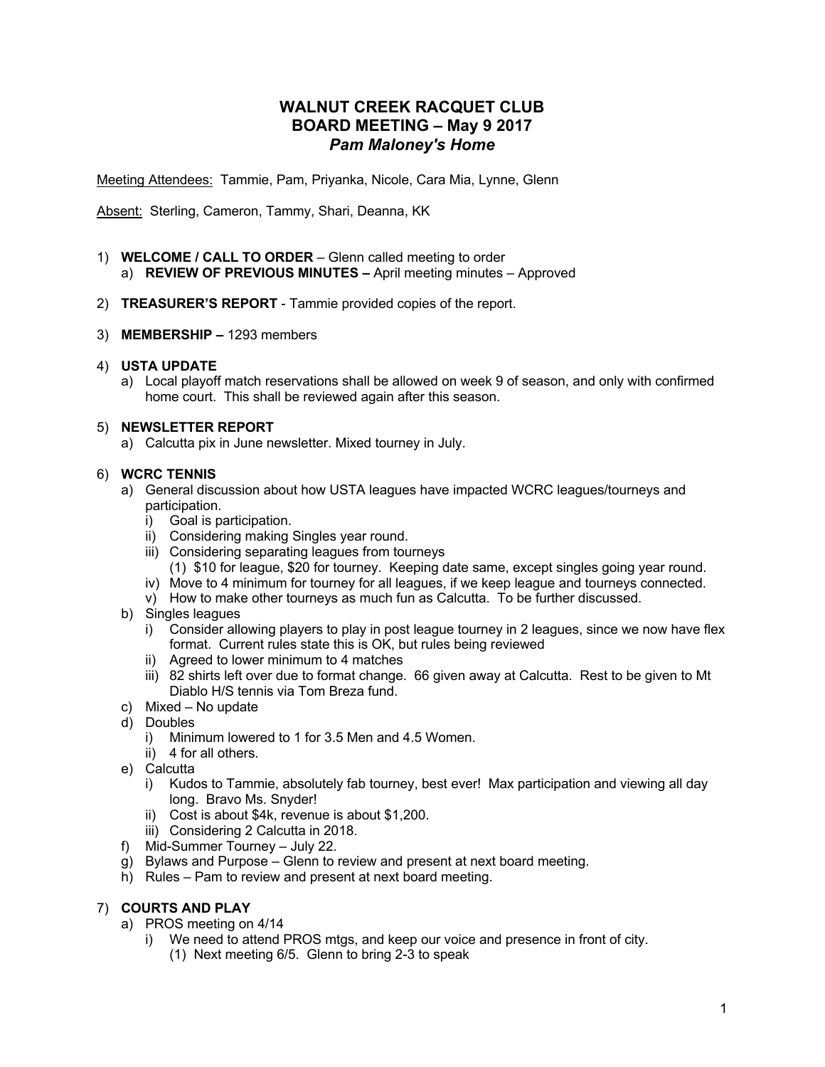# WALNUT CREEK RACQUET CLUB
## BOARD MEETING – May 9 2017
### *Pam Maloney's Home*

Meeting Attendees: Tammie, Pam, Priyanka, Nicole, Cara Mia, Lynne, Glenn

Absent: Sterling, Cameron, Tammy, Shari, Deanna, KK

1) **WELCOME / CALL TO ORDER** – Glenn called meeting to order
   a) **REVIEW OF PREVIOUS MINUTES –** April meeting minutes – Approved

2) **TREASURER'S REPORT** - Tammie provided copies of the report.

3) **MEMBERSHIP –** 1293 members

4) **USTA UPDATE**
   a) Local playoff match reservations shall be allowed on week 9 of season, and only with confirmed home court. This shall be reviewed again after this season.

5) **NEWSLETTER REPORT**
   a) Calcutta pix in June newsletter. Mixed tourney in July.

6) **WCRC TENNIS**
   a) General discussion about how USTA leagues have impacted WCRC leagues/tourneys and participation.
      i) Goal is participation.
      ii) Considering making Singles year round.
      iii) Considering separating leagues from tourneys
         (1) $10 for league, $20 for tourney. Keeping date same, except singles going year round.
      iv) Move to 4 minimum for tourney for all leagues, if we keep league and tourneys connected.
      v) How to make other tourneys as much fun as Calcutta. To be further discussed.
   b) Singles leagues
      i) Consider allowing players to play in post league tourney in 2 leagues, since we now have flex format. Current rules state this is OK, but rules being reviewed
      ii) Agreed to lower minimum to 4 matches
      iii) 82 shirts left over due to format change. 66 given away at Calcutta. Rest to be given to Mt Diablo H/S tennis via Tom Breza fund.
   c) Mixed – No update
   d) Doubles
      i) Minimum lowered to 1 for 3.5 Men and 4.5 Women.
      ii) 4 for all others.
   e) Calcutta
      i) Kudos to Tammie, absolutely fab tourney, best ever! Max participation and viewing all day long. Bravo Ms. Snyder!
      ii) Cost is about $4k, revenue is about $1,200.
      iii) Considering 2 Calcutta in 2018.
   f) Mid-Summer Tourney – July 22.
   g) Bylaws and Purpose – Glenn to review and present at next board meeting.
   h) Rules – Pam to review and present at next board meeting.

7) **COURTS AND PLAY**
   a) PROS meeting on 4/14
      i) We need to attend PROS mtgs, and keep our voice and presence in front of city.
         (1) Next meeting 6/5. Glenn to bring 2-3 to speak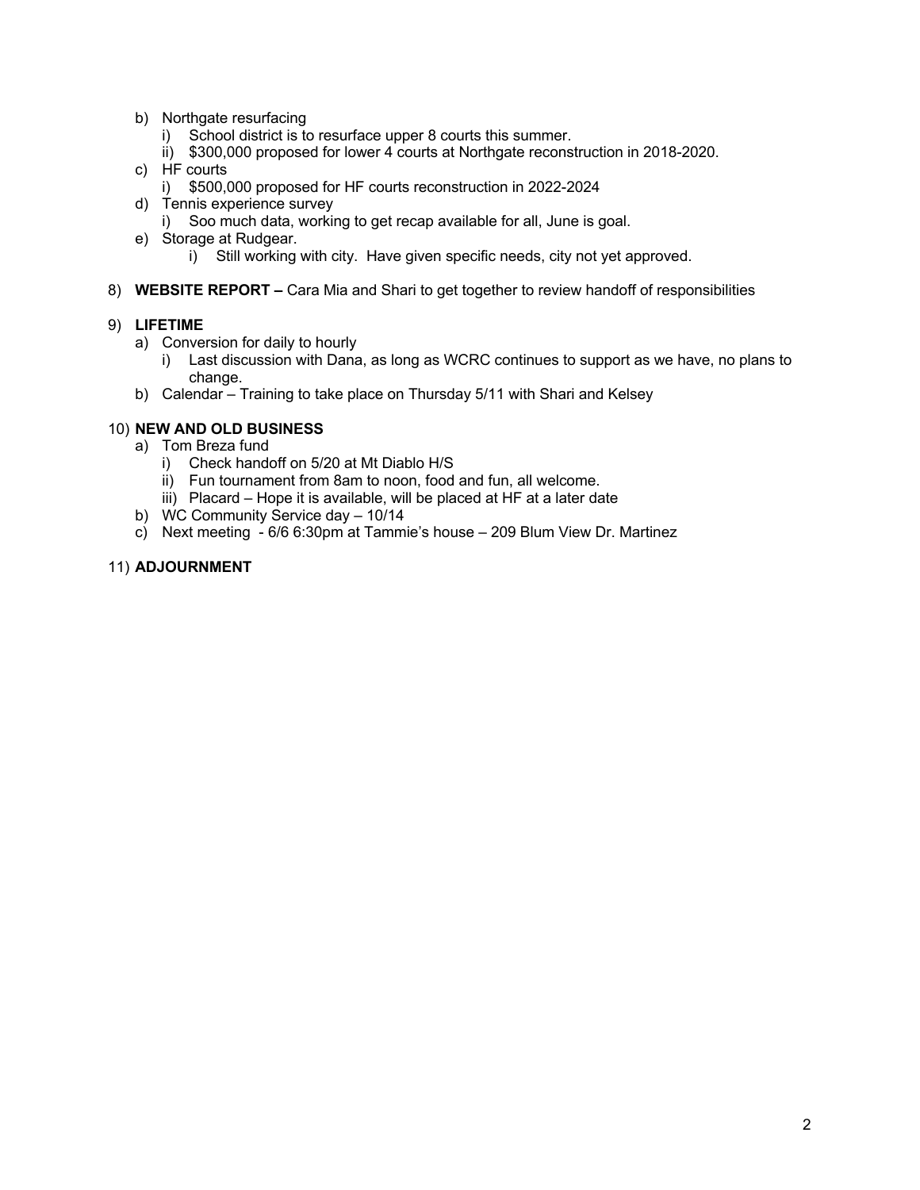b) Northgate resurfacing
   i) School district is to resurface upper 8 courts this summer.
   ii) $300,000 proposed for lower 4 courts at Northgate reconstruction in 2018-2020.
c) HF courts
   i) $500,000 proposed for HF courts reconstruction in 2022-2024
d) Tennis experience survey
   i) Soo much data, working to get recap available for all, June is goal.
e) Storage at Rudgear.
   i) Still working with city. Have given specific needs, city not yet approved.

8) **WEBSITE REPORT –** Cara Mia and Shari to get together to review handoff of responsibilities

9) **LIFETIME**
   a) Conversion for daily to hourly
      i) Last discussion with Dana, as long as WCRC continues to support as we have, no plans to change.
   b) Calendar – Training to take place on Thursday 5/11 with Shari and Kelsey

10) **NEW AND OLD BUSINESS**
   a) Tom Breza fund
      i) Check handoff on 5/20 at Mt Diablo H/S
      ii) Fun tournament from 8am to noon, food and fun, all welcome.
      iii) Placard – Hope it is available, will be placed at HF at a later date
   b) WC Community Service day – 10/14
   c) Next meeting - 6/6 6:30pm at Tammie's house – 209 Blum View Dr. Martinez

11) **ADJOURNMENT**